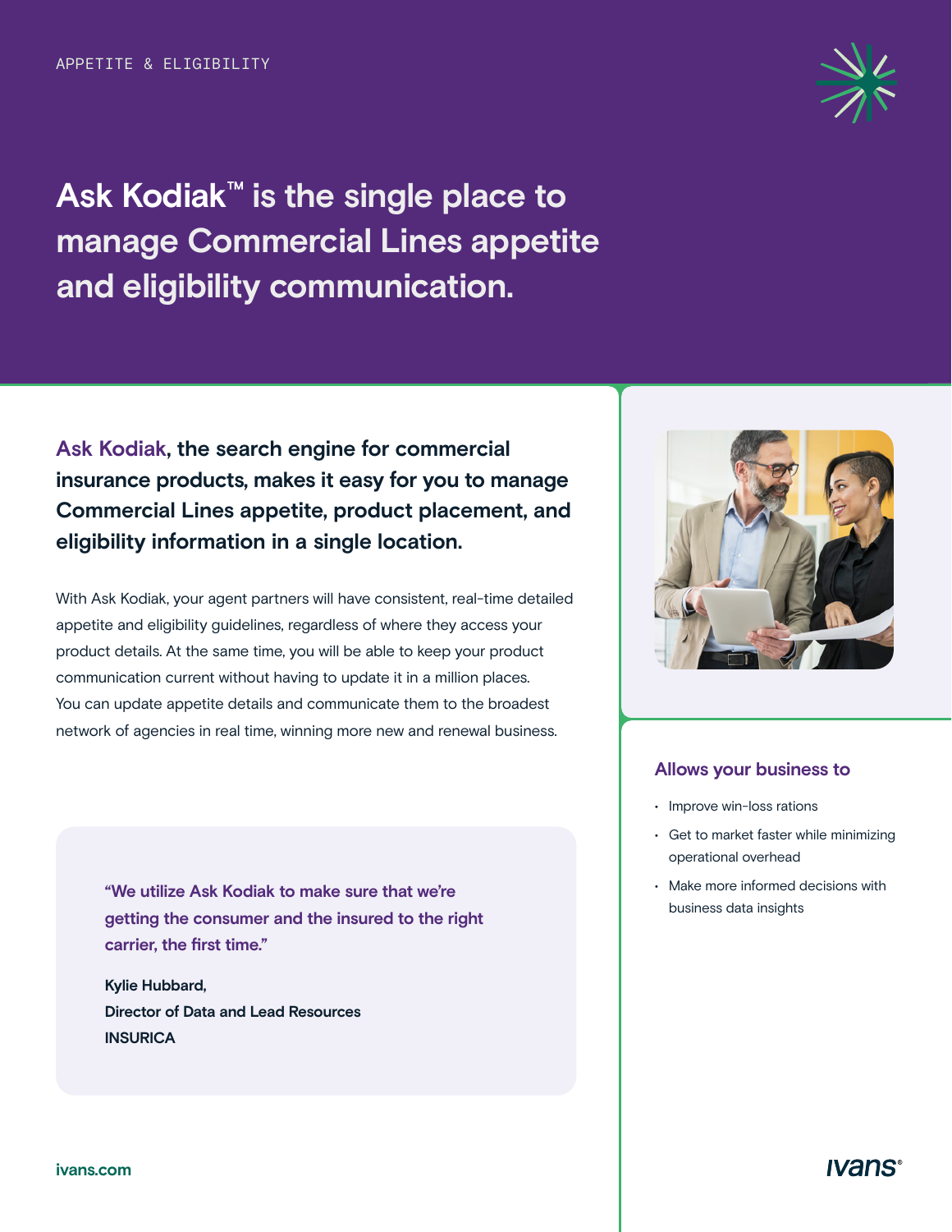APPETITE & ELIGIBILITY

# Ask Kodiak™ is the single place to manage Commercial Lines appetite and eligibility communication.

**Ask Kodiak, the search engine for commercial insurance products, makes it easy for you to manage Commercial Lines appetite, product placement, and eligibility information in a single location.**

With Ask Kodiak, your agent partners will have consistent, real-time detailed appetite and eligibility guidelines, regardless of where they access your product details. At the same time, you will be able to keep your product communication current without having to update it in a million places. You can update appetite details and communicate them to the broadest network of agencies in real time, winning more new and renewal business.

> "We utilize Ask Kodiak to make sure that we're getting the consumer and the insured to the right carrier, the first time."
>
> **Kylie Hubbard,**
> **Director of Data and Lead Resources**
> **INSURICA**

### Allows your business to

- Improve win-loss rations
- Get to market faster while minimizing operational overhead
- Make more informed decisions with business data insights

ivans.com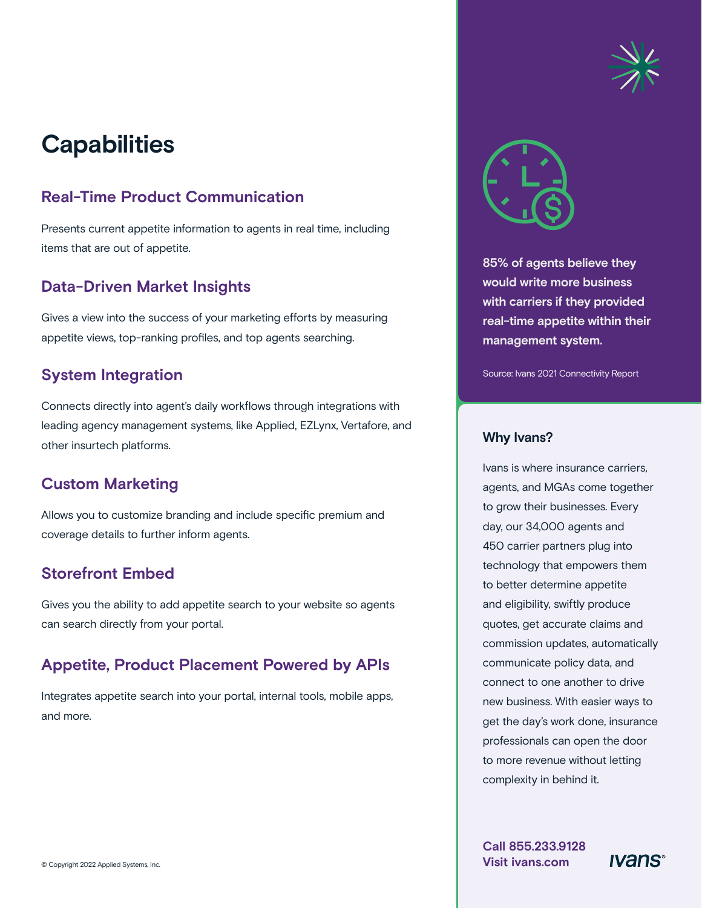# Capabilities

## Real-Time Product Communication

Presents current appetite information to agents in real time, including items that are out of appetite.

## Data-Driven Market Insights

Gives a view into the success of your marketing efforts by measuring appetite views, top-ranking profiles, and top agents searching.

## System Integration

Connects directly into agent's daily workflows through integrations with leading agency management systems, like Applied, EZLynx, Vertafore, and other insurtech platforms.

## Custom Marketing

Allows you to customize branding and include specific premium and coverage details to further inform agents.

## Storefront Embed

Gives you the ability to add appetite search to your website so agents can search directly from your portal.

## Appetite, Product Placement Powered by APIs

Integrates appetite search into your portal, internal tools, mobile apps, and more.

**85% of agents believe they would write more business with carriers if they provided real-time appetite within their management system.**

Source: Ivans 2021 Connectivity Report

### Why Ivans?

Ivans is where insurance carriers, agents, and MGAs come together to grow their businesses. Every day, our 34,000 agents and 450 carrier partners plug into technology that empowers them to better determine appetite and eligibility, swiftly produce quotes, get accurate claims and commission updates, automatically communicate policy data, and connect to one another to drive new business. With easier ways to get the day's work done, insurance professionals can open the door to more revenue without letting complexity in behind it.

**Call 855.233.9128**
**Visit ivans.com**

ivans®

© Copyright 2022 Applied Systems, Inc.